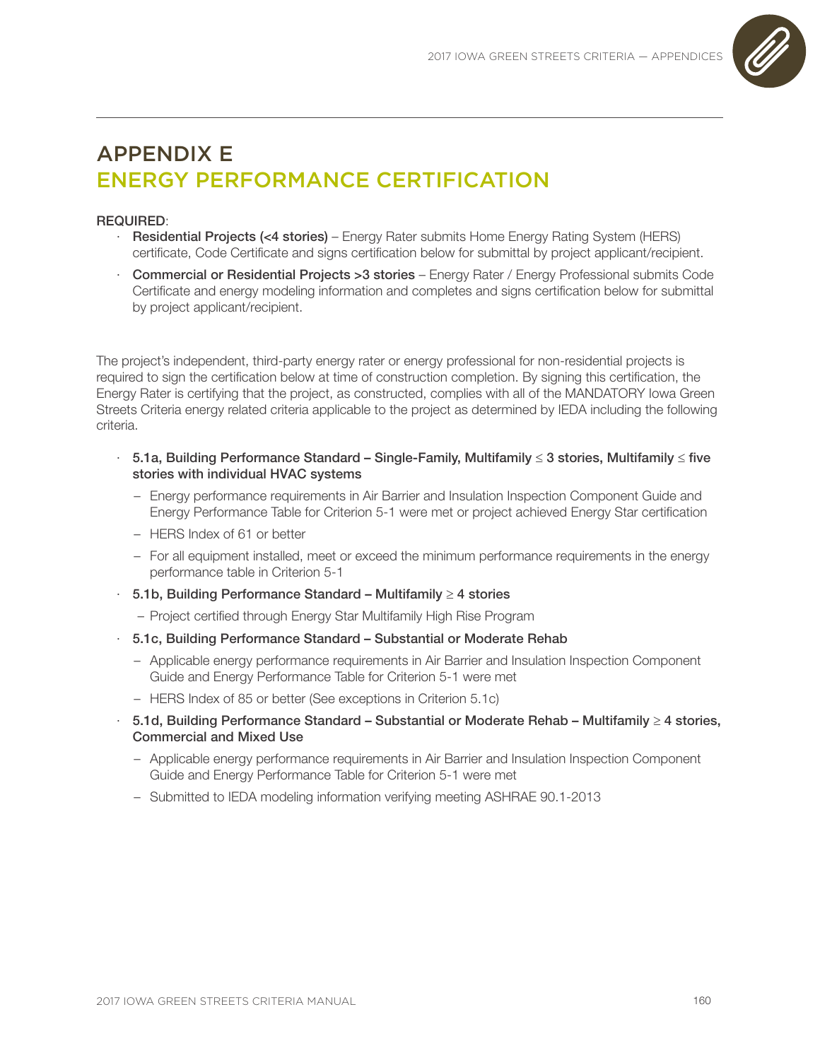# APPENDIX E
## ENERGY PERFORMANCE CERTIFICATION

**REQUIRED**:

- **Residential Projects (<4 stories)** – Energy Rater submits Home Energy Rating System (HERS) certificate, Code Certificate and signs certification below for submittal by project applicant/recipient.
- **Commercial or Residential Projects >3 stories** – Energy Rater / Energy Professional submits Code Certificate and energy modeling information and completes and signs certification below for submittal by project applicant/recipient.

The project's independent, third-party energy rater or energy professional for non-residential projects is required to sign the certification below at time of construction completion. By signing this certification, the Energy Rater is certifying that the project, as constructed, complies with all of the MANDATORY Iowa Green Streets Criteria energy related criteria applicable to the project as determined by IEDA including the following criteria.

- **5.1a, Building Performance Standard – Single-Family, Multifamily ≤ 3 stories, Multifamily ≤ five stories with individual HVAC systems**
  - Energy performance requirements in Air Barrier and Insulation Inspection Component Guide and Energy Performance Table for Criterion 5-1 were met or project achieved Energy Star certification
  - HERS Index of 61 or better
  - For all equipment installed, meet or exceed the minimum performance requirements in the energy performance table in Criterion 5-1
- **5.1b, Building Performance Standard – Multifamily ≥ 4 stories**
  - Project certified through Energy Star Multifamily High Rise Program
- **5.1c, Building Performance Standard – Substantial or Moderate Rehab**
  - Applicable energy performance requirements in Air Barrier and Insulation Inspection Component Guide and Energy Performance Table for Criterion 5-1 were met
  - HERS Index of 85 or better (See exceptions in Criterion 5.1c)
- **5.1d, Building Performance Standard – Substantial or Moderate Rehab – Multifamily ≥ 4 stories, Commercial and Mixed Use**
  - Applicable energy performance requirements in Air Barrier and Insulation Inspection Component Guide and Energy Performance Table for Criterion 5-1 were met
  - Submitted to IEDA modeling information verifying meeting ASHRAE 90.1-2013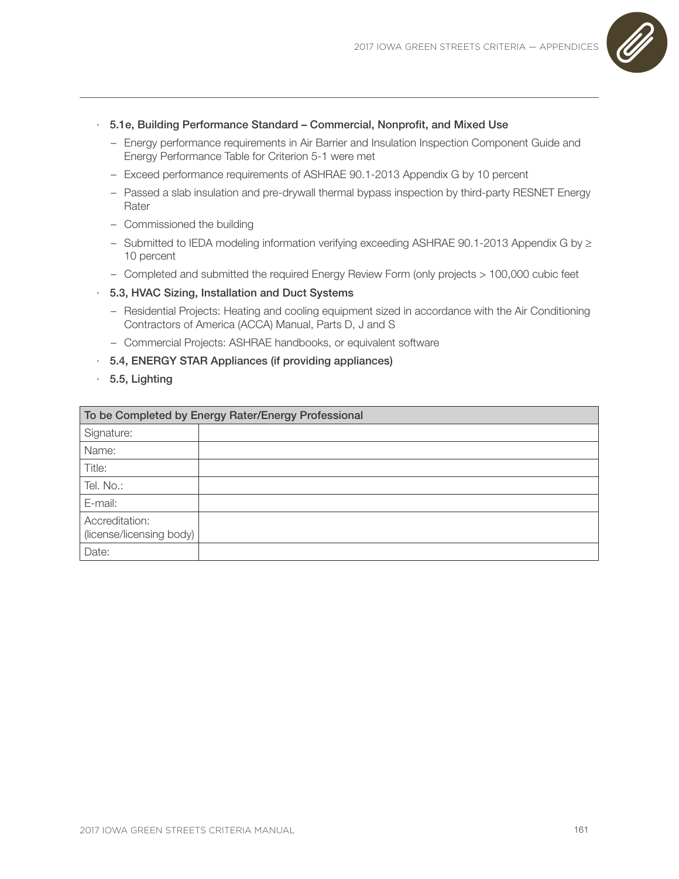- 5.1e, Building Performance Standard – Commercial, Nonprofit, and Mixed Use
  - Energy performance requirements in Air Barrier and Insulation Inspection Component Guide and Energy Performance Table for Criterion 5-1 were met
  - Exceed performance requirements of ASHRAE 90.1-2013 Appendix G by 10 percent
  - Passed a slab insulation and pre-drywall thermal bypass inspection by third-party RESNET Energy Rater
  - Commissioned the building
  - Submitted to IEDA modeling information verifying exceeding ASHRAE 90.1-2013 Appendix G by ≥ 10 percent
  - Completed and submitted the required Energy Review Form (only projects > 100,000 cubic feet
- 5.3, HVAC Sizing, Installation and Duct Systems
  - Residential Projects: Heating and cooling equipment sized in accordance with the Air Conditioning Contractors of America (ACCA) Manual, Parts D, J and S
  - Commercial Projects: ASHRAE handbooks, or equivalent software
- 5.4, ENERGY STAR Appliances (if providing appliances)
- 5.5, Lighting

| To be Completed by Energy Rater/Energy Professional | |
|---|---|
| Signature: | |
| Name: | |
| Title: | |
| Tel. No.: | |
| E-mail: | |
| Accreditation: (license/licensing body) | |
| Date: | |